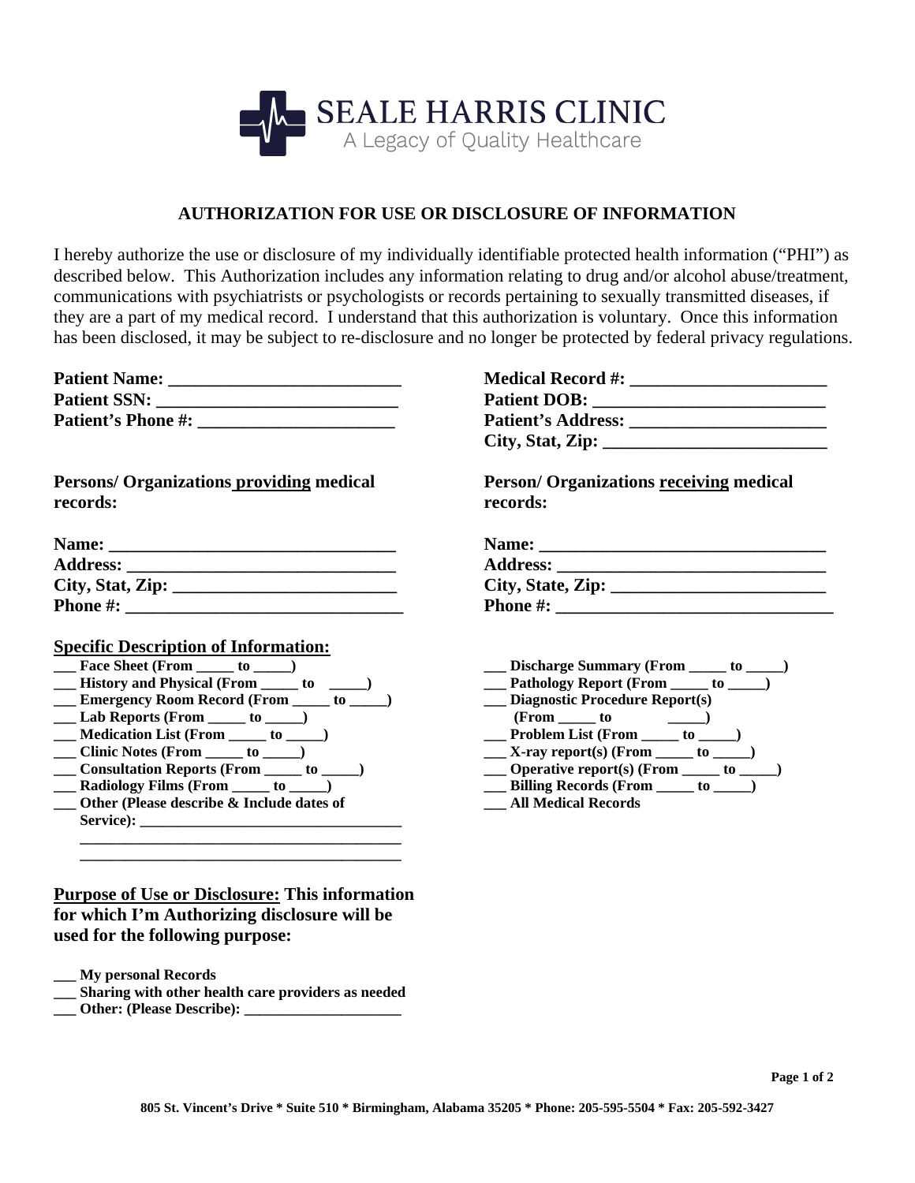# SEALE HARRIS CLINIC

A Legacy of Quality Healthcare

## AUTHORIZATION FOR USE OR DISCLOSURE OF INFORMATION

I hereby authorize the use or disclosure of my individually identifiable protected health information ("PHI") as described below. This Authorization includes any information relating to drug and/or alcohol abuse/treatment, communications with psychiatrists or psychologists or records pertaining to sexually transmitted diseases, if they are a part of my medical record. I understand that this authorization is voluntary. Once this information has been disclosed, it may be subject to re-disclosure and no longer be protected by federal privacy regulations.

**Patient Name:** ___________________________
**Patient SSN:** ___________________________
**Patient's Phone #:** ______________________

**Medical Record #:** ______________________
**Patient DOB:** __________________________
**Patient's Address:** ______________________
**City, Stat, Zip:** _________________________

**Persons/ Organizations <u>providing</u> medical records:**

**Name:** ________________________________
**Address:** ______________________________
**City, Stat, Zip:** _________________________
**Phone #:** _______________________________

**Person/ Organizations <u>receiving</u> medical records:**

**Name:** ________________________________
**Address:** ______________________________
**City, State, Zip:** ________________________
**Phone #:** _______________________________

**<u>Specific Description of Information:</u>**

- ___ **Face Sheet (From _____ to _____)**
- ___ **History and Physical (From _____ to _____)**
- ___ **Emergency Room Record (From _____ to _____)**
- ___ **Lab Reports (From _____ to _____)**
- ___ **Medication List (From _____ to _____)**
- ___ **Clinic Notes (From _____ to _____)**
- ___ **Consultation Reports (From _____ to _____)**
- ___ **Radiology Films (From _____ to _____)**
- ___ **Other (Please describe & Include dates of Service):** ___________________________________
  ________________________________________
  ________________________________________
- ___ **Discharge Summary (From _____ to _____)**
- ___ **Pathology Report (From _____ to _____)**
- ___ **Diagnostic Procedure Report(s) (From _____ to _____)**
- ___ **Problem List (From _____ to _____)**
- ___ **X-ray report(s) (From _____ to _____)**
- ___ **Operative report(s) (From _____ to _____)**
- ___ **Billing Records (From _____ to _____)**
- ___ **All Medical Records**

**<u>Purpose of Use or Disclosure:</u> This information for which I'm Authorizing disclosure will be used for the following purpose:**

- ___ **My personal Records**
- ___ **Sharing with other health care providers as needed**
- ___ **Other: (Please Describe):** ____________________

**805 St. Vincent's Drive * Suite 510 * Birmingham, Alabama 35205 * Phone: 205-595-5504 * Fax: 205-592-3427**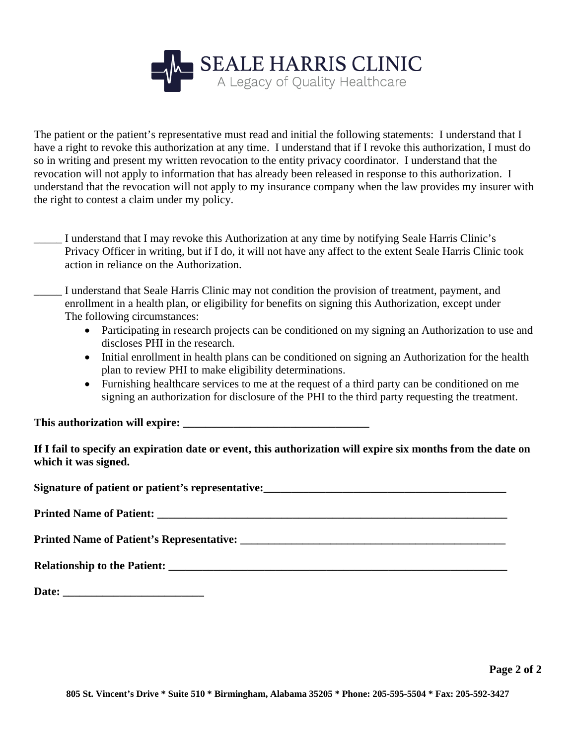# SEALE HARRIS CLINIC

A Legacy of Quality Healthcare

The patient or the patient's representative must read and initial the following statements: I understand that I have a right to revoke this authorization at any time. I understand that if I revoke this authorization, I must do so in writing and present my written revocation to the entity privacy coordinator. I understand that the revocation will not apply to information that has already been released in response to this authorization. I understand that the revocation will not apply to my insurance company when the law provides my insurer with the right to contest a claim under my policy.

_____ I understand that I may revoke this Authorization at any time by notifying Seale Harris Clinic's Privacy Officer in writing, but if I do, it will not have any affect to the extent Seale Harris Clinic took action in reliance on the Authorization.

_____ I understand that Seale Harris Clinic may not condition the provision of treatment, payment, and enrollment in a health plan, or eligibility for benefits on signing this Authorization, except under The following circumstances:

- Participating in research projects can be conditioned on my signing an Authorization to use and discloses PHI in the research.
- Initial enrollment in health plans can be conditioned on signing an Authorization for the health plan to review PHI to make eligibility determinations.
- Furnishing healthcare services to me at the request of a third party can be conditioned on me signing an authorization for disclosure of the PHI to the third party requesting the treatment.

**This authorization will expire: _________________________________**

**If I fail to specify an expiration date or event, this authorization will expire six months from the date on which it was signed.**

**Signature of patient or patient's representative:____________________________________________**

**Printed Name of Patient: _______________________________________________________________**

**Printed Name of Patient's Representative: ______________________________________________**

**Relationship to the Patient: ____________________________________________________________**

**Date: _________________________**

**805 St. Vincent's Drive * Suite 510 * Birmingham, Alabama 35205 * Phone: 205-595-5504 * Fax: 205-592-3427**